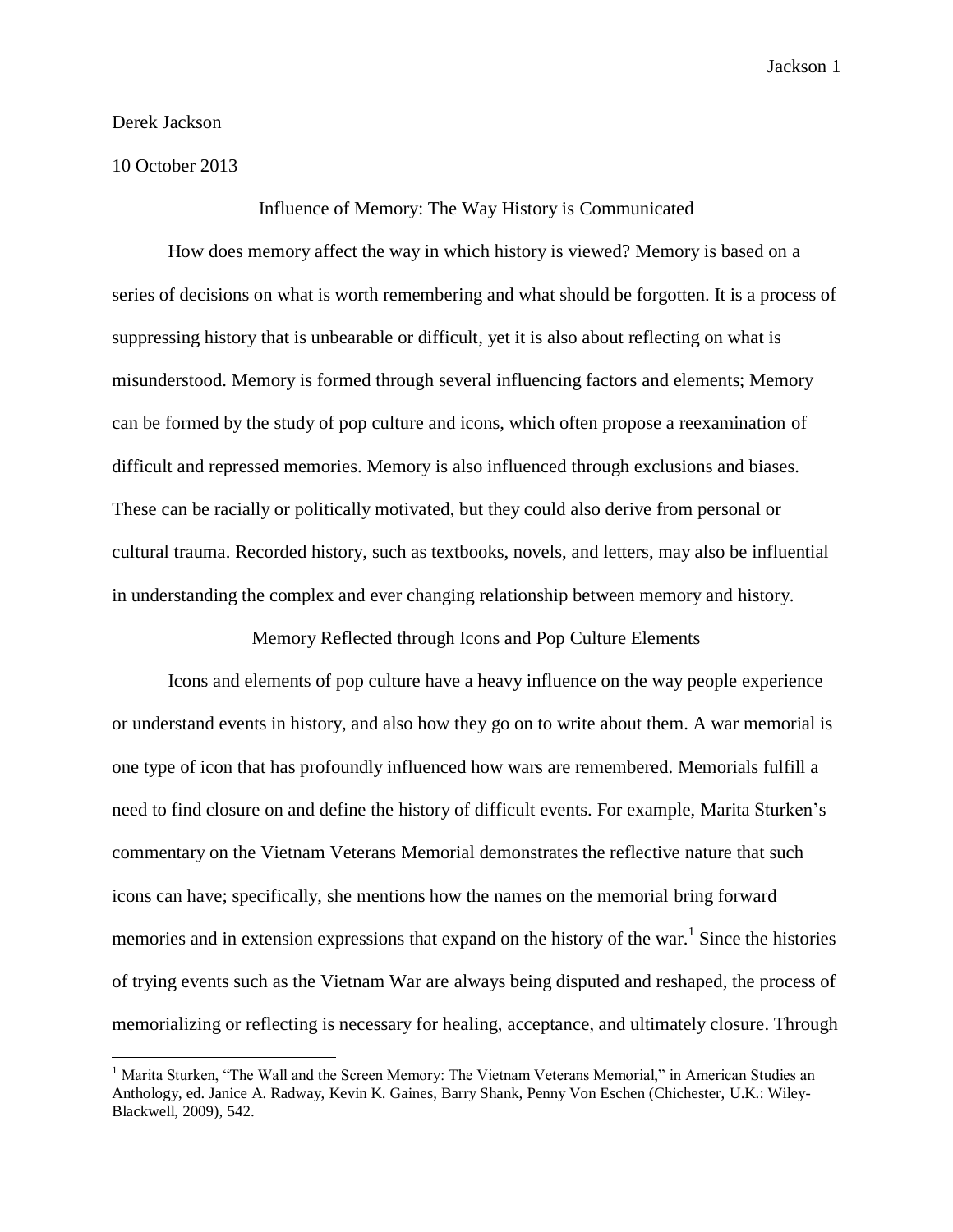Derek Jackson

10 October 2013

# Influence of Memory: The Way History is Communicated

How does memory affect the way in which history is viewed? Memory is based on a series of decisions on what is worth remembering and what should be forgotten. It is a process of suppressing history that is unbearable or difficult, yet it is also about reflecting on what is misunderstood. Memory is formed through several influencing factors and elements; Memory can be formed by the study of pop culture and icons, which often propose a reexamination of difficult and repressed memories. Memory is also influenced through exclusions and biases. These can be racially or politically motivated, but they could also derive from personal or cultural trauma. Recorded history, such as textbooks, novels, and letters, may also be influential in understanding the complex and ever changing relationship between memory and history.

## Memory Reflected through Icons and Pop Culture Elements

Icons and elements of pop culture have a heavy influence on the way people experience or understand events in history, and also how they go on to write about them. A war memorial is one type of icon that has profoundly influenced how wars are remembered. Memorials fulfill a need to find closure on and define the history of difficult events. For example, Marita Sturken's commentary on the Vietnam Veterans Memorial demonstrates the reflective nature that such icons can have; specifically, she mentions how the names on the memorial bring forward memories and in extension expressions that expand on the history of the war.[1] Since the histories of trying events such as the Vietnam War are always being disputed and reshaped, the process of memorializing or reflecting is necessary for healing, acceptance, and ultimately closure. Through

---

[1] Marita Sturken, "The Wall and the Screen Memory: The Vietnam Veterans Memorial," in American Studies an Anthology, ed. Janice A. Radway, Kevin K. Gaines, Barry Shank, Penny Von Eschen (Chichester, U.K.: Wiley-Blackwell, 2009), 542.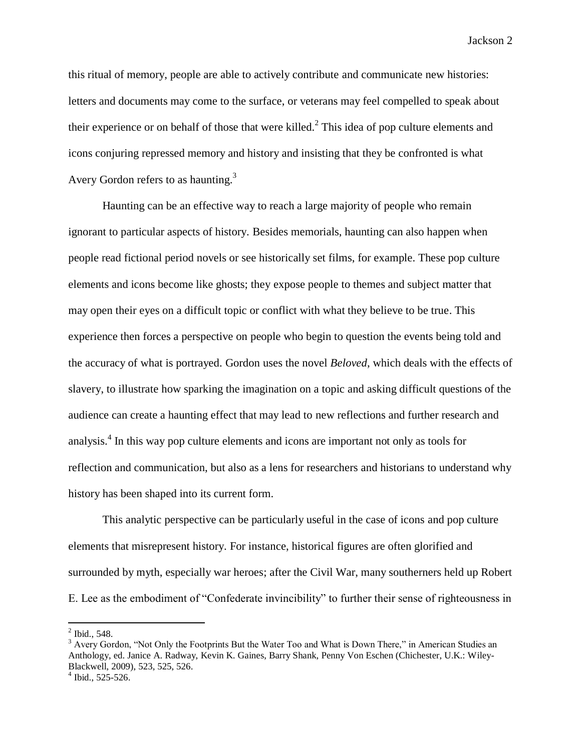this ritual of memory, people are able to actively contribute and communicate new histories: letters and documents may come to the surface, or veterans may feel compelled to speak about their experience or on behalf of those that were killed.[2] This idea of pop culture elements and icons conjuring repressed memory and history and insisting that they be confronted is what Avery Gordon refers to as haunting.[3]

Haunting can be an effective way to reach a large majority of people who remain ignorant to particular aspects of history. Besides memorials, haunting can also happen when people read fictional period novels or see historically set films, for example. These pop culture elements and icons become like ghosts; they expose people to themes and subject matter that may open their eyes on a difficult topic or conflict with what they believe to be true. This experience then forces a perspective on people who begin to question the events being told and the accuracy of what is portrayed. Gordon uses the novel *Beloved*, which deals with the effects of slavery, to illustrate how sparking the imagination on a topic and asking difficult questions of the audience can create a haunting effect that may lead to new reflections and further research and analysis.[4] In this way pop culture elements and icons are important not only as tools for reflection and communication, but also as a lens for researchers and historians to understand why history has been shaped into its current form.

This analytic perspective can be particularly useful in the case of icons and pop culture elements that misrepresent history. For instance, historical figures are often glorified and surrounded by myth, especially war heroes; after the Civil War, many southerners held up Robert E. Lee as the embodiment of "Confederate invincibility" to further their sense of righteousness in

---

[2] Ibid., 548.

[3] Avery Gordon, "Not Only the Footprints But the Water Too and What is Down There," in American Studies an Anthology, ed. Janice A. Radway, Kevin K. Gaines, Barry Shank, Penny Von Eschen (Chichester, U.K.: Wiley-Blackwell, 2009), 523, 525, 526.

[4] Ibid., 525-526.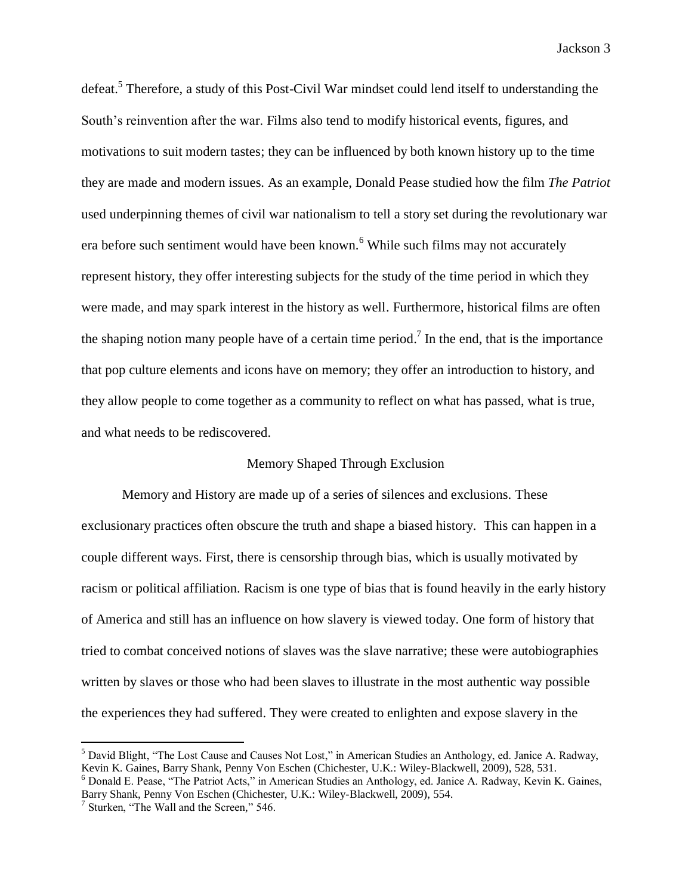defeat.[5] Therefore, a study of this Post-Civil War mindset could lend itself to understanding the South's reinvention after the war. Films also tend to modify historical events, figures, and motivations to suit modern tastes; they can be influenced by both known history up to the time they are made and modern issues. As an example, Donald Pease studied how the film *The Patriot* used underpinning themes of civil war nationalism to tell a story set during the revolutionary war era before such sentiment would have been known.[6] While such films may not accurately represent history, they offer interesting subjects for the study of the time period in which they were made, and may spark interest in the history as well. Furthermore, historical films are often the shaping notion many people have of a certain time period.[7] In the end, that is the importance that pop culture elements and icons have on memory; they offer an introduction to history, and they allow people to come together as a community to reflect on what has passed, what is true, and what needs to be rediscovered.

## Memory Shaped Through Exclusion

Memory and History are made up of a series of silences and exclusions. These exclusionary practices often obscure the truth and shape a biased history. This can happen in a couple different ways. First, there is censorship through bias, which is usually motivated by racism or political affiliation. Racism is one type of bias that is found heavily in the early history of America and still has an influence on how slavery is viewed today. One form of history that tried to combat conceived notions of slaves was the slave narrative; these were autobiographies written by slaves or those who had been slaves to illustrate in the most authentic way possible the experiences they had suffered. They were created to enlighten and expose slavery in the

---

[5] David Blight, "The Lost Cause and Causes Not Lost," in American Studies an Anthology, ed. Janice A. Radway, Kevin K. Gaines, Barry Shank, Penny Von Eschen (Chichester, U.K.: Wiley-Blackwell, 2009), 528, 531.

[6] Donald E. Pease, "The Patriot Acts," in American Studies an Anthology, ed. Janice A. Radway, Kevin K. Gaines, Barry Shank, Penny Von Eschen (Chichester, U.K.: Wiley-Blackwell, 2009), 554.

[7] Sturken, "The Wall and the Screen," 546.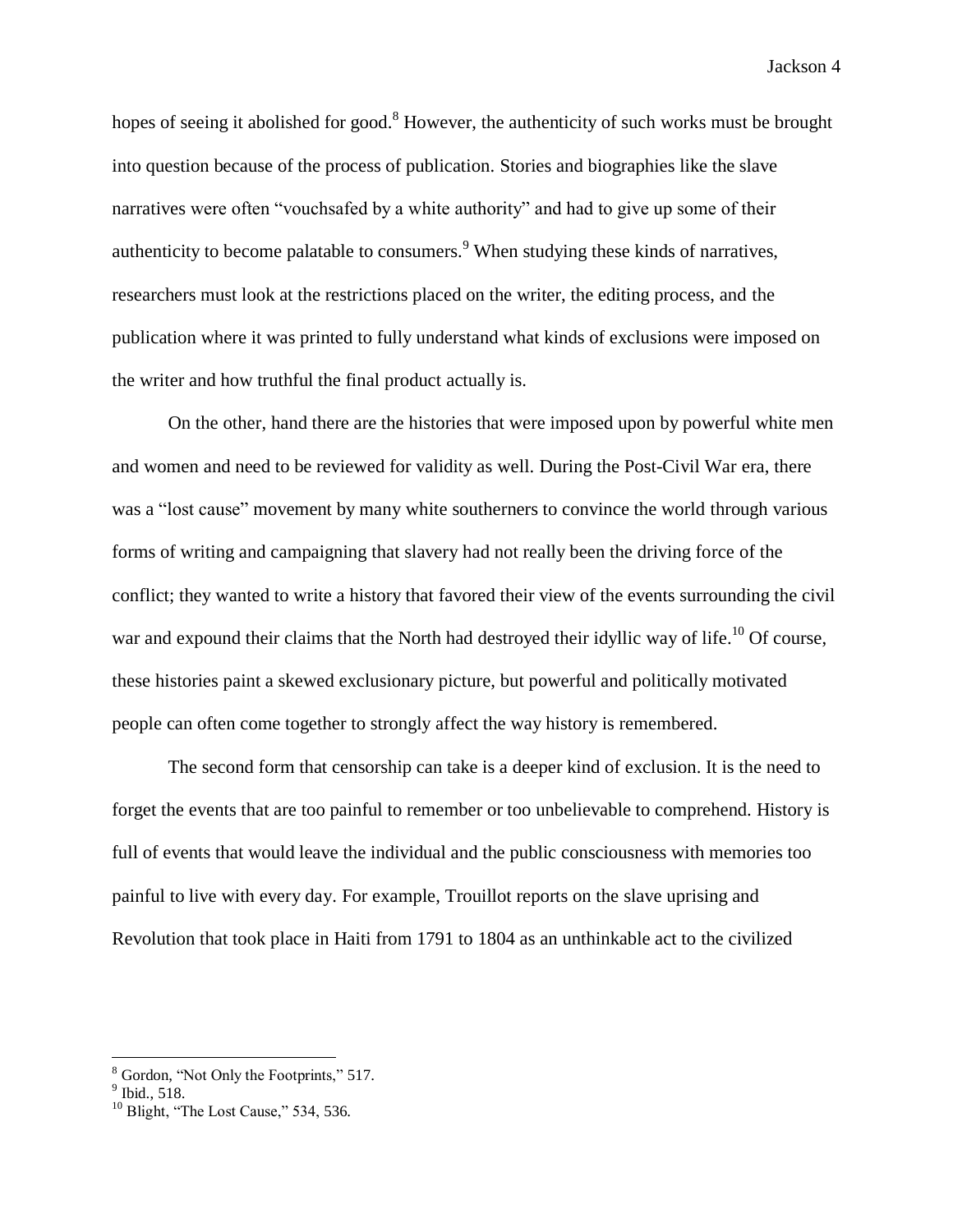hopes of seeing it abolished for good.[8] However, the authenticity of such works must be brought into question because of the process of publication. Stories and biographies like the slave narratives were often "vouchsafed by a white authority" and had to give up some of their authenticity to become palatable to consumers.[9] When studying these kinds of narratives, researchers must look at the restrictions placed on the writer, the editing process, and the publication where it was printed to fully understand what kinds of exclusions were imposed on the writer and how truthful the final product actually is.

On the other, hand there are the histories that were imposed upon by powerful white men and women and need to be reviewed for validity as well. During the Post-Civil War era, there was a "lost cause" movement by many white southerners to convince the world through various forms of writing and campaigning that slavery had not really been the driving force of the conflict; they wanted to write a history that favored their view of the events surrounding the civil war and expound their claims that the North had destroyed their idyllic way of life.[10] Of course, these histories paint a skewed exclusionary picture, but powerful and politically motivated people can often come together to strongly affect the way history is remembered.

The second form that censorship can take is a deeper kind of exclusion. It is the need to forget the events that are too painful to remember or too unbelievable to comprehend. History is full of events that would leave the individual and the public consciousness with memories too painful to live with every day. For example, Trouillot reports on the slave uprising and Revolution that took place in Haiti from 1791 to 1804 as an unthinkable act to the civilized

---

[8] Gordon, "Not Only the Footprints," 517.

[9] Ibid., 518.

[10] Blight, "The Lost Cause," 534, 536.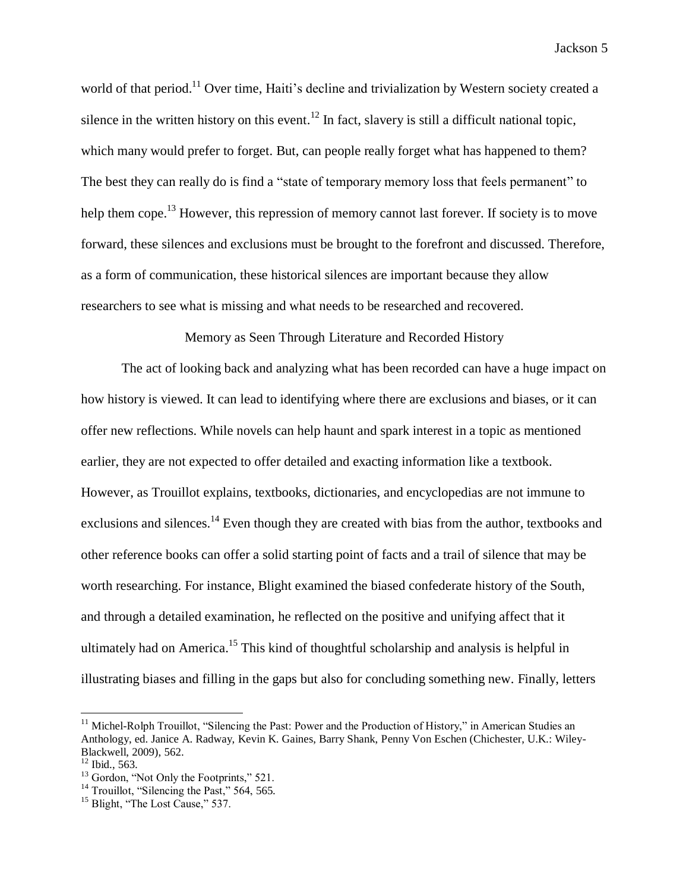world of that period.[11] Over time, Haiti's decline and trivialization by Western society created a silence in the written history on this event.[12] In fact, slavery is still a difficult national topic, which many would prefer to forget. But, can people really forget what has happened to them? The best they can really do is find a "state of temporary memory loss that feels permanent" to help them cope.[13] However, this repression of memory cannot last forever. If society is to move forward, these silences and exclusions must be brought to the forefront and discussed. Therefore, as a form of communication, these historical silences are important because they allow researchers to see what is missing and what needs to be researched and recovered.

## Memory as Seen Through Literature and Recorded History

The act of looking back and analyzing what has been recorded can have a huge impact on how history is viewed. It can lead to identifying where there are exclusions and biases, or it can offer new reflections. While novels can help haunt and spark interest in a topic as mentioned earlier, they are not expected to offer detailed and exacting information like a textbook. However, as Trouillot explains, textbooks, dictionaries, and encyclopedias are not immune to exclusions and silences.[14] Even though they are created with bias from the author, textbooks and other reference books can offer a solid starting point of facts and a trail of silence that may be worth researching. For instance, Blight examined the biased confederate history of the South, and through a detailed examination, he reflected on the positive and unifying affect that it ultimately had on America.[15] This kind of thoughtful scholarship and analysis is helpful in illustrating biases and filling in the gaps but also for concluding something new. Finally, letters

---

[11] Michel-Rolph Trouillot, "Silencing the Past: Power and the Production of History," in American Studies an Anthology, ed. Janice A. Radway, Kevin K. Gaines, Barry Shank, Penny Von Eschen (Chichester, U.K.: Wiley-Blackwell, 2009), 562.

[12] Ibid., 563.

[13] Gordon, "Not Only the Footprints," 521.

[14] Trouillot, "Silencing the Past," 564, 565.

[15] Blight, "The Lost Cause," 537.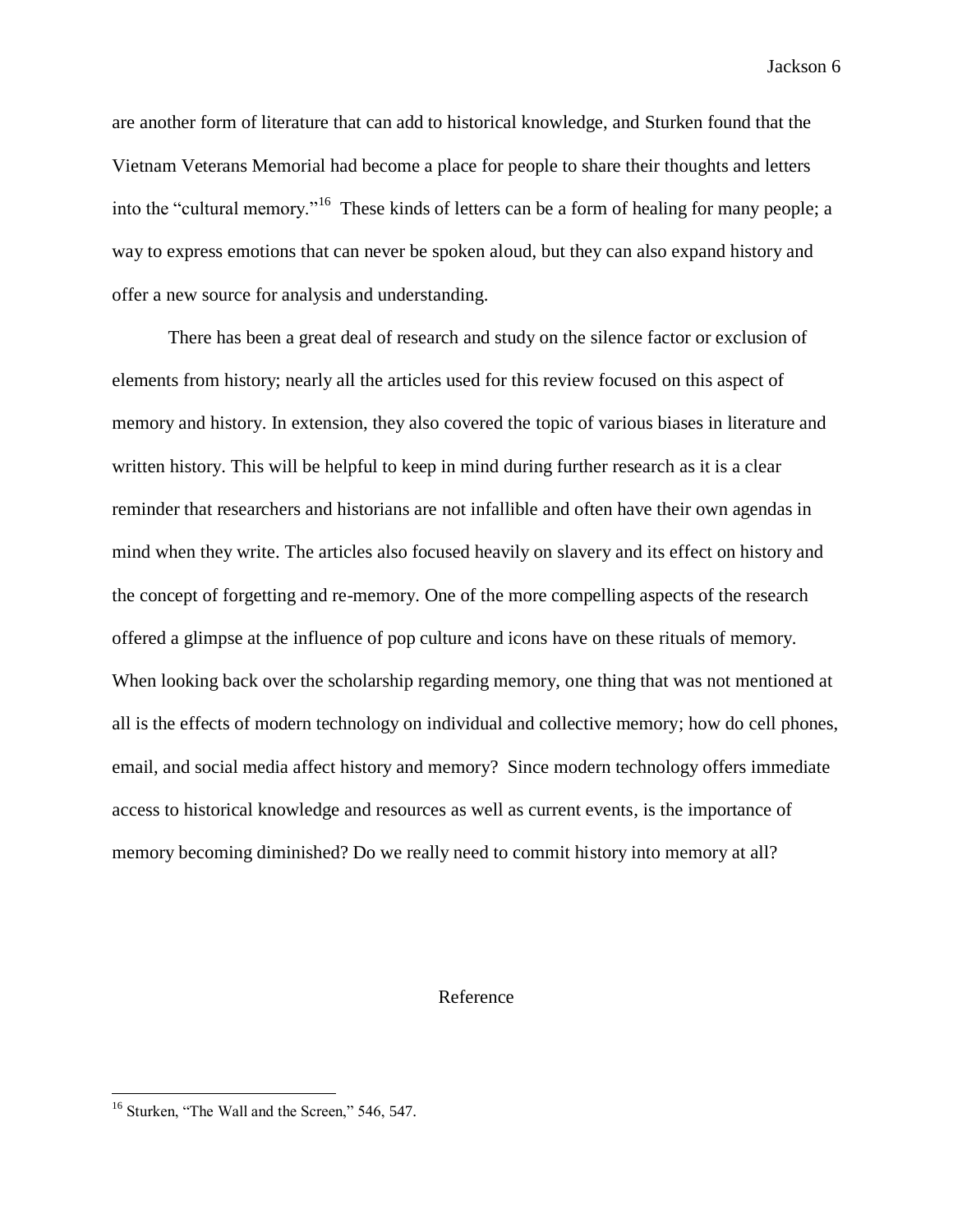are another form of literature that can add to historical knowledge, and Sturken found that the Vietnam Veterans Memorial had become a place for people to share their thoughts and letters into the "cultural memory."[16] These kinds of letters can be a form of healing for many people; a way to express emotions that can never be spoken aloud, but they can also expand history and offer a new source for analysis and understanding.

There has been a great deal of research and study on the silence factor or exclusion of elements from history; nearly all the articles used for this review focused on this aspect of memory and history. In extension, they also covered the topic of various biases in literature and written history. This will be helpful to keep in mind during further research as it is a clear reminder that researchers and historians are not infallible and often have their own agendas in mind when they write. The articles also focused heavily on slavery and its effect on history and the concept of forgetting and re-memory. One of the more compelling aspects of the research offered a glimpse at the influence of pop culture and icons have on these rituals of memory. When looking back over the scholarship regarding memory, one thing that was not mentioned at all is the effects of modern technology on individual and collective memory; how do cell phones, email, and social media affect history and memory? Since modern technology offers immediate access to historical knowledge and resources as well as current events, is the importance of memory becoming diminished? Do we really need to commit history into memory at all?

## Reference

[16] Sturken, "The Wall and the Screen," 546, 547.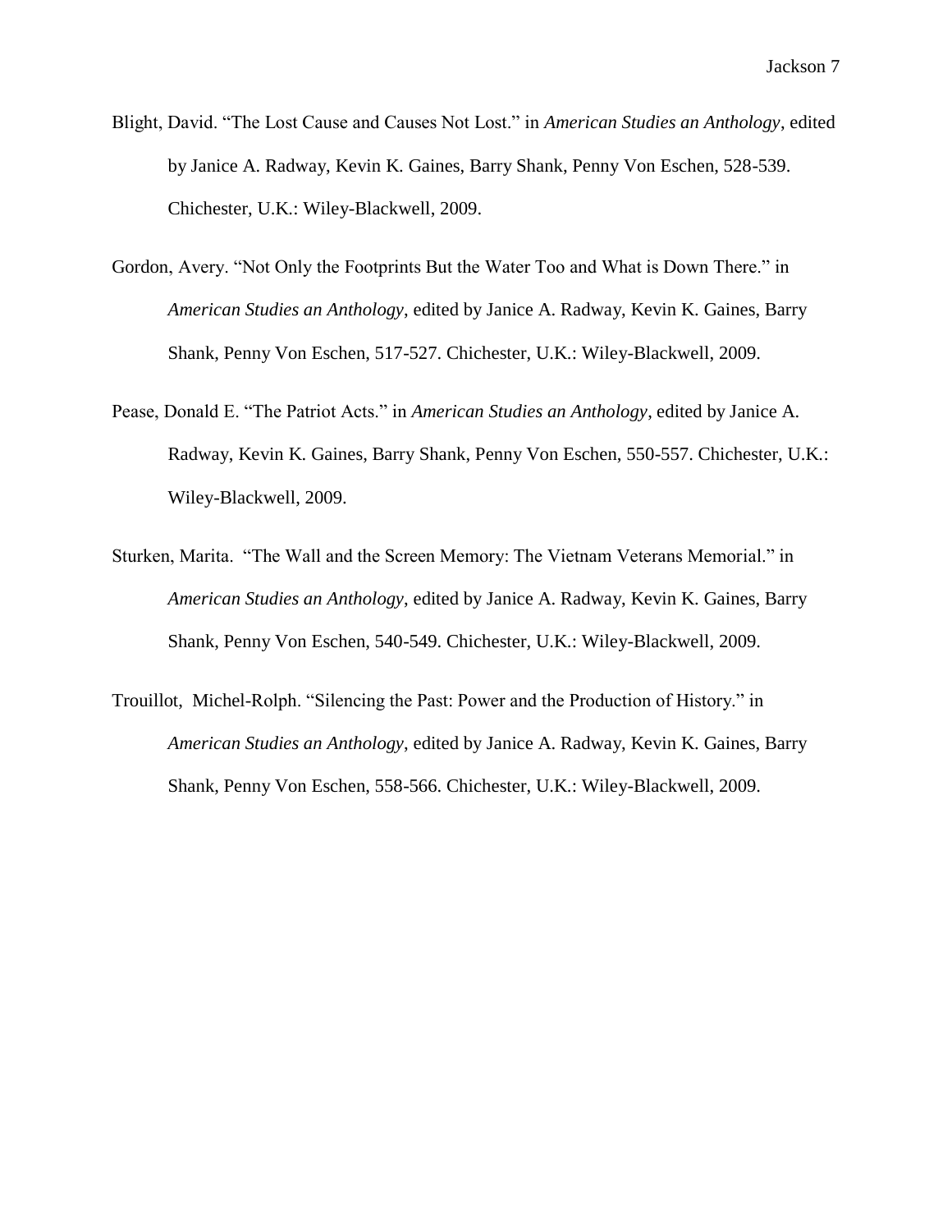Blight, David. "The Lost Cause and Causes Not Lost." in *American Studies an Anthology*, edited by Janice A. Radway, Kevin K. Gaines, Barry Shank, Penny Von Eschen, 528-539. Chichester, U.K.: Wiley-Blackwell, 2009.

Gordon, Avery. "Not Only the Footprints But the Water Too and What is Down There." in *American Studies an Anthology*, edited by Janice A. Radway, Kevin K. Gaines, Barry Shank, Penny Von Eschen, 517-527. Chichester, U.K.: Wiley-Blackwell, 2009.

Pease, Donald E. "The Patriot Acts." in *American Studies an Anthology*, edited by Janice A. Radway, Kevin K. Gaines, Barry Shank, Penny Von Eschen, 550-557. Chichester, U.K.: Wiley-Blackwell, 2009.

Sturken, Marita. "The Wall and the Screen Memory: The Vietnam Veterans Memorial." in *American Studies an Anthology*, edited by Janice A. Radway, Kevin K. Gaines, Barry Shank, Penny Von Eschen, 540-549. Chichester, U.K.: Wiley-Blackwell, 2009.

Trouillot, Michel-Rolph. "Silencing the Past: Power and the Production of History." in *American Studies an Anthology*, edited by Janice A. Radway, Kevin K. Gaines, Barry Shank, Penny Von Eschen, 558-566. Chichester, U.K.: Wiley-Blackwell, 2009.